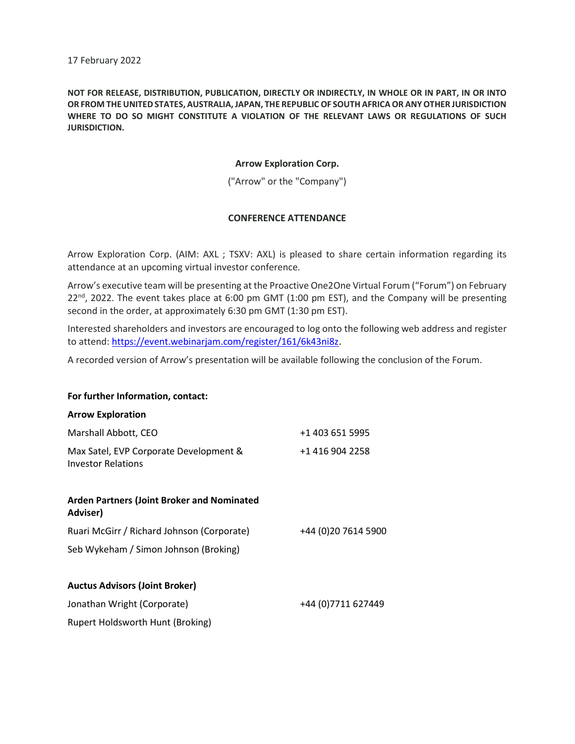17 February 2022

**NOT FOR RELEASE, DISTRIBUTION, PUBLICATION, DIRECTLY OR INDIRECTLY, IN WHOLE OR IN PART, IN OR INTO OR FROM THE UNITED STATES, AUSTRALIA, JAPAN, THE REPUBLIC OF SOUTH AFRICA OR ANY OTHER JURISDICTION WHERE TO DO SO MIGHT CONSTITUTE A VIOLATION OF THE RELEVANT LAWS OR REGULATIONS OF SUCH JURISDICTION.**

**Arrow Exploration Corp.**

("Arrow" or the "Company")

**CONFERENCE ATTENDANCE**

Arrow Exploration Corp. (AIM: AXL ; TSXV: AXL) is pleased to share certain information regarding its attendance at an upcoming virtual investor conference.

Arrow's executive team will be presenting at the Proactive One2One Virtual Forum ("Forum") on February 22nd, 2022. The event takes place at 6:00 pm GMT (1:00 pm EST), and the Company will be presenting second in the order, at approximately 6:30 pm GMT (1:30 pm EST).

Interested shareholders and investors are encouraged to log onto the following web address and register to attend: https://event.webinarjam.com/register/161/6k43ni8z.

A recorded version of Arrow's presentation will be available following the conclusion of the Forum.

**For further Information, contact:**

**Arrow Exploration**

| | |
|---|---|
| Marshall Abbott, CEO | +1 403 651 5995 |
| Max Satel, EVP Corporate Development & Investor Relations | +1 416 904 2258 |

**Arden Partners (Joint Broker and Nominated Adviser)**

| | |
|---|---|
| Ruari McGirr / Richard Johnson (Corporate) | +44 (0)20 7614 5900 |
| Seb Wykeham / Simon Johnson (Broking) | |

**Auctus Advisors (Joint Broker)**

| | |
|---|---|
| Jonathan Wright (Corporate) | +44 (0)7711 627449 |
| Rupert Holdsworth Hunt (Broking) | |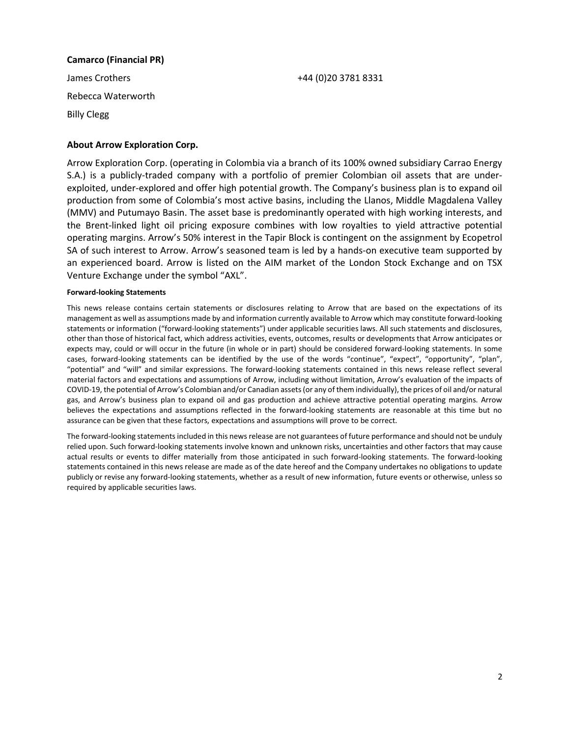**Camarco (Financial PR)**

James Crothers +44 (0)20 3781 8331

Rebecca Waterworth

Billy Clegg

### About Arrow Exploration Corp.

Arrow Exploration Corp. (operating in Colombia via a branch of its 100% owned subsidiary Carrao Energy S.A.) is a publicly-traded company with a portfolio of premier Colombian oil assets that are under-exploited, under-explored and offer high potential growth. The Company's business plan is to expand oil production from some of Colombia's most active basins, including the Llanos, Middle Magdalena Valley (MMV) and Putumayo Basin. The asset base is predominantly operated with high working interests, and the Brent-linked light oil pricing exposure combines with low royalties to yield attractive potential operating margins. Arrow's 50% interest in the Tapir Block is contingent on the assignment by Ecopetrol SA of such interest to Arrow. Arrow's seasoned team is led by a hands-on executive team supported by an experienced board. Arrow is listed on the AIM market of the London Stock Exchange and on TSX Venture Exchange under the symbol "AXL".

**Forward-looking Statements**

This news release contains certain statements or disclosures relating to Arrow that are based on the expectations of its management as well as assumptions made by and information currently available to Arrow which may constitute forward-looking statements or information ("forward-looking statements") under applicable securities laws. All such statements and disclosures, other than those of historical fact, which address activities, events, outcomes, results or developments that Arrow anticipates or expects may, could or will occur in the future (in whole or in part) should be considered forward-looking statements. In some cases, forward-looking statements can be identified by the use of the words "continue", "expect", "opportunity", "plan", "potential" and "will" and similar expressions. The forward-looking statements contained in this news release reflect several material factors and expectations and assumptions of Arrow, including without limitation, Arrow's evaluation of the impacts of COVID-19, the potential of Arrow's Colombian and/or Canadian assets (or any of them individually), the prices of oil and/or natural gas, and Arrow's business plan to expand oil and gas production and achieve attractive potential operating margins. Arrow believes the expectations and assumptions reflected in the forward-looking statements are reasonable at this time but no assurance can be given that these factors, expectations and assumptions will prove to be correct.

The forward-looking statements included in this news release are not guarantees of future performance and should not be unduly relied upon. Such forward-looking statements involve known and unknown risks, uncertainties and other factors that may cause actual results or events to differ materially from those anticipated in such forward-looking statements. The forward-looking statements contained in this news release are made as of the date hereof and the Company undertakes no obligations to update publicly or revise any forward-looking statements, whether as a result of new information, future events or otherwise, unless so required by applicable securities laws.